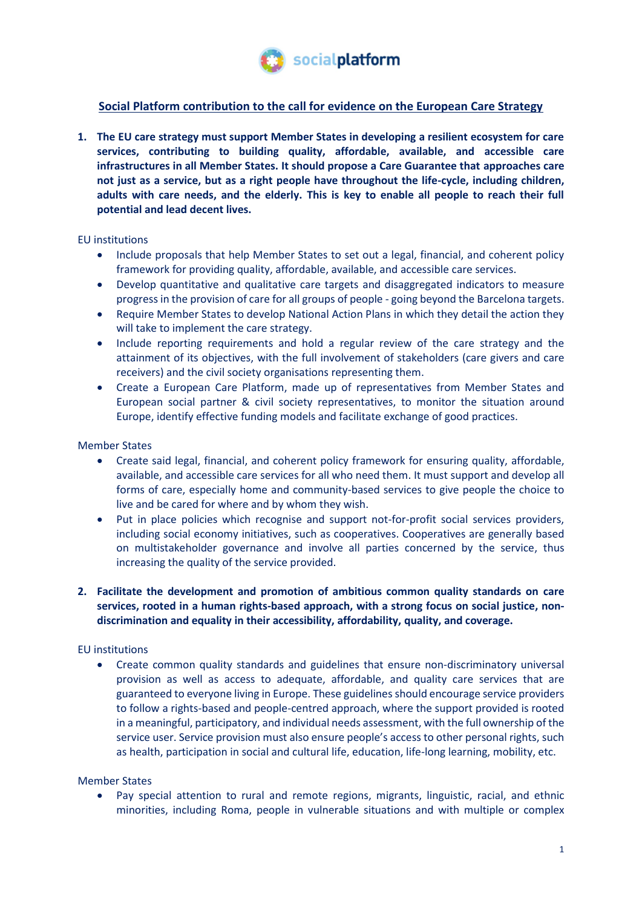socialplatform

## Social Platform contribution to the call for evidence on the European Care Strategy

1. **The EU care strategy must support Member States in developing a resilient ecosystem for care services, contributing to building quality, affordable, available, and accessible care infrastructures in all Member States. It should propose a Care Guarantee that approaches care not just as a service, but as a right people have throughout the life-cycle, including children, adults with care needs, and the elderly. This is key to enable all people to reach their full potential and lead decent lives.**

EU institutions

- Include proposals that help Member States to set out a legal, financial, and coherent policy framework for providing quality, affordable, available, and accessible care services.
- Develop quantitative and qualitative care targets and disaggregated indicators to measure progress in the provision of care for all groups of people - going beyond the Barcelona targets.
- Require Member States to develop National Action Plans in which they detail the action they will take to implement the care strategy.
- Include reporting requirements and hold a regular review of the care strategy and the attainment of its objectives, with the full involvement of stakeholders (care givers and care receivers) and the civil society organisations representing them.
- Create a European Care Platform, made up of representatives from Member States and European social partner & civil society representatives, to monitor the situation around Europe, identify effective funding models and facilitate exchange of good practices.

Member States

- Create said legal, financial, and coherent policy framework for ensuring quality, affordable, available, and accessible care services for all who need them. It must support and develop all forms of care, especially home and community-based services to give people the choice to live and be cared for where and by whom they wish.
- Put in place policies which recognise and support not-for-profit social services providers, including social economy initiatives, such as cooperatives. Cooperatives are generally based on multistakeholder governance and involve all parties concerned by the service, thus increasing the quality of the service provided.

2. **Facilitate the development and promotion of ambitious common quality standards on care services, rooted in a human rights-based approach, with a strong focus on social justice, non-discrimination and equality in their accessibility, affordability, quality, and coverage.**

EU institutions

- Create common quality standards and guidelines that ensure non-discriminatory universal provision as well as access to adequate, affordable, and quality care services that are guaranteed to everyone living in Europe. These guidelines should encourage service providers to follow a rights-based and people-centred approach, where the support provided is rooted in a meaningful, participatory, and individual needs assessment, with the full ownership of the service user. Service provision must also ensure people's access to other personal rights, such as health, participation in social and cultural life, education, life-long learning, mobility, etc.

Member States

- Pay special attention to rural and remote regions, migrants, linguistic, racial, and ethnic minorities, including Roma, people in vulnerable situations and with multiple or complex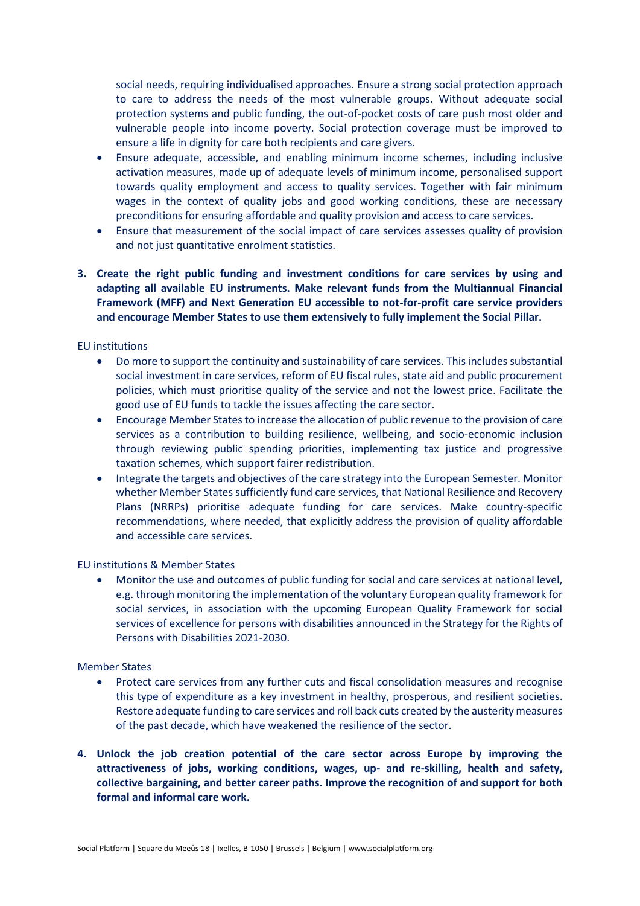social needs, requiring individualised approaches. Ensure a strong social protection approach to care to address the needs of the most vulnerable groups. Without adequate social protection systems and public funding, the out-of-pocket costs of care push most older and vulnerable people into income poverty. Social protection coverage must be improved to ensure a life in dignity for care both recipients and care givers.

- Ensure adequate, accessible, and enabling minimum income schemes, including inclusive activation measures, made up of adequate levels of minimum income, personalised support towards quality employment and access to quality services. Together with fair minimum wages in the context of quality jobs and good working conditions, these are necessary preconditions for ensuring affordable and quality provision and access to care services.
- Ensure that measurement of the social impact of care services assesses quality of provision and not just quantitative enrolment statistics.

3. **Create the right public funding and investment conditions for care services by using and adapting all available EU instruments. Make relevant funds from the Multiannual Financial Framework (MFF) and Next Generation EU accessible to not-for-profit care service providers and encourage Member States to use them extensively to fully implement the Social Pillar.**

EU institutions

- Do more to support the continuity and sustainability of care services. This includes substantial social investment in care services, reform of EU fiscal rules, state aid and public procurement policies, which must prioritise quality of the service and not the lowest price. Facilitate the good use of EU funds to tackle the issues affecting the care sector.
- Encourage Member States to increase the allocation of public revenue to the provision of care services as a contribution to building resilience, wellbeing, and socio-economic inclusion through reviewing public spending priorities, implementing tax justice and progressive taxation schemes, which support fairer redistribution.
- Integrate the targets and objectives of the care strategy into the European Semester. Monitor whether Member States sufficiently fund care services, that National Resilience and Recovery Plans (NRRPs) prioritise adequate funding for care services. Make country-specific recommendations, where needed, that explicitly address the provision of quality affordable and accessible care services.

EU institutions & Member States

- Monitor the use and outcomes of public funding for social and care services at national level, e.g. through monitoring the implementation of the voluntary European quality framework for social services, in association with the upcoming European Quality Framework for social services of excellence for persons with disabilities announced in the Strategy for the Rights of Persons with Disabilities 2021-2030.

Member States

- Protect care services from any further cuts and fiscal consolidation measures and recognise this type of expenditure as a key investment in healthy, prosperous, and resilient societies. Restore adequate funding to care services and roll back cuts created by the austerity measures of the past decade, which have weakened the resilience of the sector.

4. **Unlock the job creation potential of the care sector across Europe by improving the attractiveness of jobs, working conditions, wages, up- and re-skilling, health and safety, collective bargaining, and better career paths. Improve the recognition of and support for both formal and informal care work.**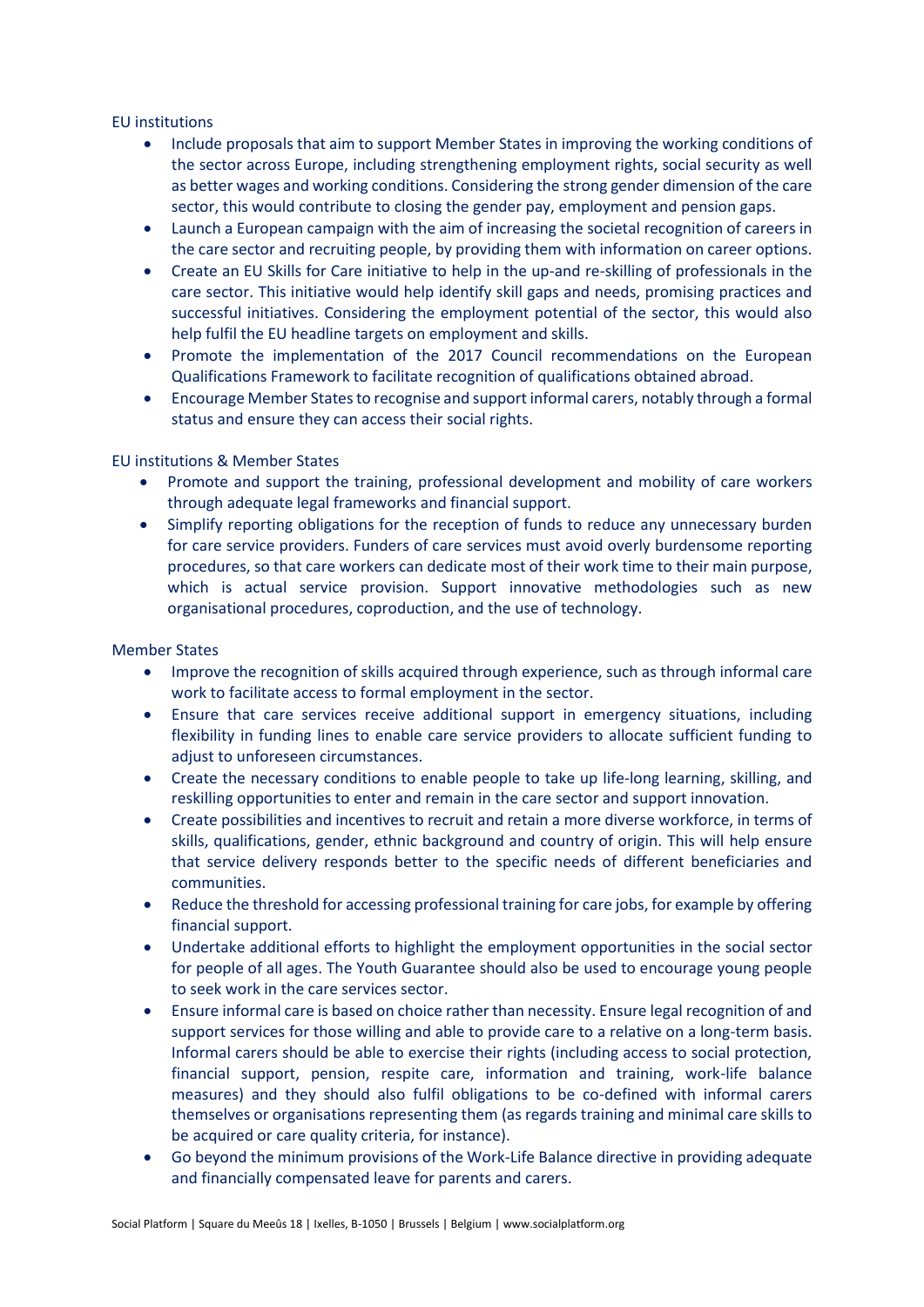EU institutions

- Include proposals that aim to support Member States in improving the working conditions of the sector across Europe, including strengthening employment rights, social security as well as better wages and working conditions. Considering the strong gender dimension of the care sector, this would contribute to closing the gender pay, employment and pension gaps.
- Launch a European campaign with the aim of increasing the societal recognition of careers in the care sector and recruiting people, by providing them with information on career options.
- Create an EU Skills for Care initiative to help in the up-and re-skilling of professionals in the care sector. This initiative would help identify skill gaps and needs, promising practices and successful initiatives. Considering the employment potential of the sector, this would also help fulfil the EU headline targets on employment and skills.
- Promote the implementation of the 2017 Council recommendations on the European Qualifications Framework to facilitate recognition of qualifications obtained abroad.
- Encourage Member States to recognise and support informal carers, notably through a formal status and ensure they can access their social rights.

EU institutions & Member States

- Promote and support the training, professional development and mobility of care workers through adequate legal frameworks and financial support.
- Simplify reporting obligations for the reception of funds to reduce any unnecessary burden for care service providers. Funders of care services must avoid overly burdensome reporting procedures, so that care workers can dedicate most of their work time to their main purpose, which is actual service provision. Support innovative methodologies such as new organisational procedures, coproduction, and the use of technology.

Member States

- Improve the recognition of skills acquired through experience, such as through informal care work to facilitate access to formal employment in the sector.
- Ensure that care services receive additional support in emergency situations, including flexibility in funding lines to enable care service providers to allocate sufficient funding to adjust to unforeseen circumstances.
- Create the necessary conditions to enable people to take up life-long learning, skilling, and reskilling opportunities to enter and remain in the care sector and support innovation.
- Create possibilities and incentives to recruit and retain a more diverse workforce, in terms of skills, qualifications, gender, ethnic background and country of origin. This will help ensure that service delivery responds better to the specific needs of different beneficiaries and communities.
- Reduce the threshold for accessing professional training for care jobs, for example by offering financial support.
- Undertake additional efforts to highlight the employment opportunities in the social sector for people of all ages. The Youth Guarantee should also be used to encourage young people to seek work in the care services sector.
- Ensure informal care is based on choice rather than necessity. Ensure legal recognition of and support services for those willing and able to provide care to a relative on a long-term basis. Informal carers should be able to exercise their rights (including access to social protection, financial support, pension, respite care, information and training, work-life balance measures) and they should also fulfil obligations to be co-defined with informal carers themselves or organisations representing them (as regards training and minimal care skills to be acquired or care quality criteria, for instance).
- Go beyond the minimum provisions of the Work-Life Balance directive in providing adequate and financially compensated leave for parents and carers.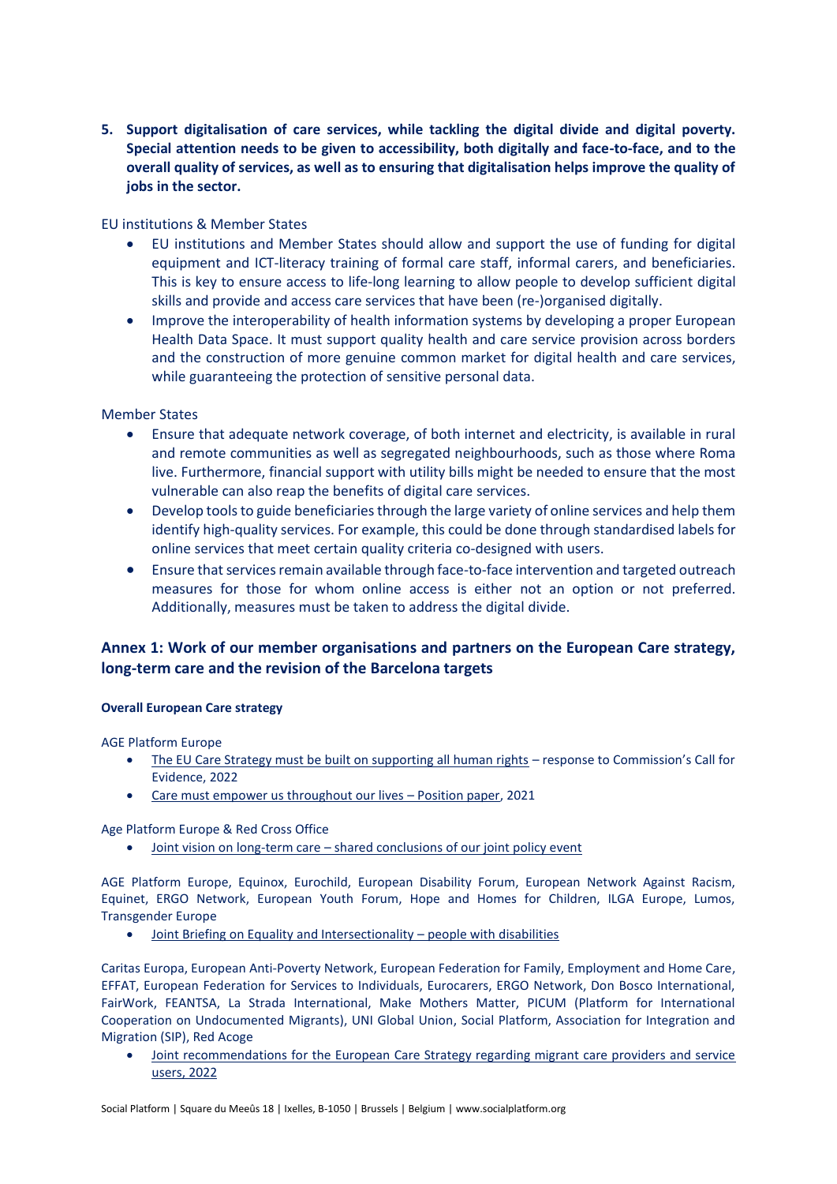5. **Support digitalisation of care services, while tackling the digital divide and digital poverty. Special attention needs to be given to accessibility, both digitally and face-to-face, and to the overall quality of services, as well as to ensuring that digitalisation helps improve the quality of jobs in the sector.**

EU institutions & Member States

- EU institutions and Member States should allow and support the use of funding for digital equipment and ICT-literacy training of formal care staff, informal carers, and beneficiaries. This is key to ensure access to life-long learning to allow people to develop sufficient digital skills and provide and access care services that have been (re-)organised digitally.
- Improve the interoperability of health information systems by developing a proper European Health Data Space. It must support quality health and care service provision across borders and the construction of more genuine common market for digital health and care services, while guaranteeing the protection of sensitive personal data.

Member States

- Ensure that adequate network coverage, of both internet and electricity, is available in rural and remote communities as well as segregated neighbourhoods, such as those where Roma live. Furthermore, financial support with utility bills might be needed to ensure that the most vulnerable can also reap the benefits of digital care services.
- Develop tools to guide beneficiaries through the large variety of online services and help them identify high-quality services. For example, this could be done through standardised labels for online services that meet certain quality criteria co-designed with users.
- Ensure that services remain available through face-to-face intervention and targeted outreach measures for those for whom online access is either not an option or not preferred. Additionally, measures must be taken to address the digital divide.

## Annex 1: Work of our member organisations and partners on the European Care strategy, long-term care and the revision of the Barcelona targets

#### Overall European Care strategy

AGE Platform Europe

- The EU Care Strategy must be built on supporting all human rights – response to Commission's Call for Evidence, 2022
- Care must empower us throughout our lives – Position paper, 2021

Age Platform Europe & Red Cross Office

- Joint vision on long-term care – shared conclusions of our joint policy event

AGE Platform Europe, Equinox, Eurochild, European Disability Forum, European Network Against Racism, Equinet, ERGO Network, European Youth Forum, Hope and Homes for Children, ILGA Europe, Lumos, Transgender Europe

- Joint Briefing on Equality and Intersectionality – people with disabilities

Caritas Europa, European Anti-Poverty Network, European Federation for Family, Employment and Home Care, EFFAT, European Federation for Services to Individuals, Eurocarers, ERGO Network, Don Bosco International, FairWork, FEANTSA, La Strada International, Make Mothers Matter, PICUM (Platform for International Cooperation on Undocumented Migrants), UNI Global Union, Social Platform, Association for Integration and Migration (SIP), Red Acoge

- Joint recommendations for the European Care Strategy regarding migrant care providers and service users, 2022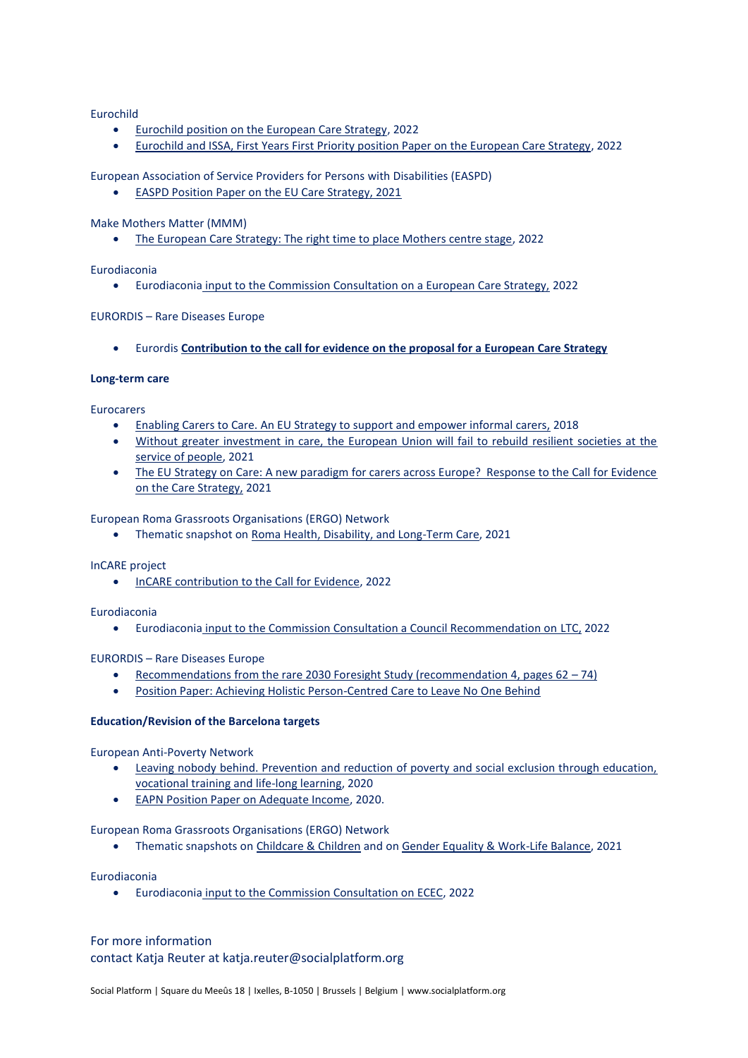Eurochild

- Eurochild position on the European Care Strategy, 2022
- Eurochild and ISSA, First Years First Priority position Paper on the European Care Strategy, 2022

European Association of Service Providers for Persons with Disabilities (EASPD)

- EASPD Position Paper on the EU Care Strategy, 2021

Make Mothers Matter (MMM)

- The European Care Strategy: The right time to place Mothers centre stage, 2022

Eurodiaconia

- Eurodiaconia input to the Commission Consultation on a European Care Strategy, 2022

EURORDIS – Rare Diseases Europe

- Eurordis **Contribution to the call for evidence on the proposal for a European Care Strategy**

**Long-term care**

Eurocarers

- Enabling Carers to Care. An EU Strategy to support and empower informal carers, 2018
- Without greater investment in care, the European Union will fail to rebuild resilient societies at the service of people, 2021
- The EU Strategy on Care: A new paradigm for carers across Europe? Response to the Call for Evidence on the Care Strategy, 2021

European Roma Grassroots Organisations (ERGO) Network

- Thematic snapshot on Roma Health, Disability, and Long-Term Care, 2021

InCARE project

- InCARE contribution to the Call for Evidence, 2022

Eurodiaconia

- Eurodiaconia input to the Commission Consultation a Council Recommendation on LTC, 2022

EURORDIS – Rare Diseases Europe

- Recommendations from the rare 2030 Foresight Study (recommendation 4, pages 62 – 74)
- Position Paper: Achieving Holistic Person-Centred Care to Leave No One Behind

**Education/Revision of the Barcelona targets**

European Anti-Poverty Network

- Leaving nobody behind. Prevention and reduction of poverty and social exclusion through education, vocational training and life-long learning, 2020
- EAPN Position Paper on Adequate Income, 2020.

European Roma Grassroots Organisations (ERGO) Network

- Thematic snapshots on Childcare & Children and on Gender Equality & Work-Life Balance, 2021

Eurodiaconia

- Eurodiaconia input to the Commission Consultation on ECEC, 2022

For more information
contact Katja Reuter at katja.reuter@socialplatform.org

Social Platform | Square du Meeûs 18 | Ixelles, B-1050 | Brussels | Belgium | www.socialplatform.org